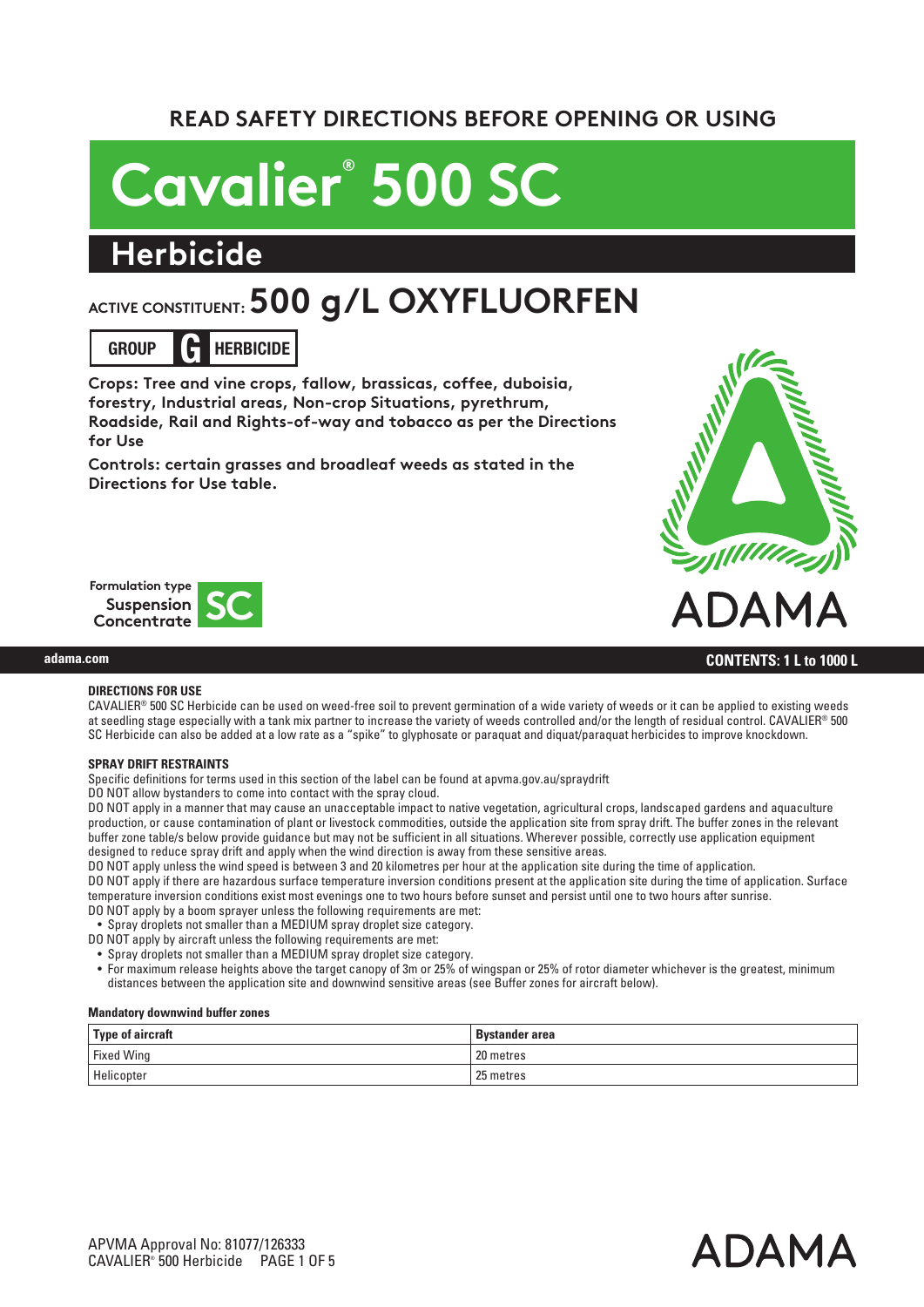READ SAFETY DIRECTIONS BEFORE OPENING OR USING

# Cavalier® 500 SC

## Herbicide

ACTIVE CONSTITUENT: **500 g/L OXYFLUORFEN**

**GROUP G HERBICIDE**

**Crops: Tree and vine crops, fallow, brassicas, coffee, duboisia, forestry, Industrial areas, Non-crop Situations, pyrethrum, Roadside, Rail and Rights-of-way and tobacco as per the Directions for Use**

**Controls: certain grasses and broadleaf weeds as stated in the Directions for Use table.**

Formulation type
Suspension Concentrate **SC**

ADAMA

adama.com

**CONTENTS: 1 L to 1000 L**

### DIRECTIONS FOR USE

CAVALIER® 500 SC Herbicide can be used on weed-free soil to prevent germination of a wide variety of weeds or it can be applied to existing weeds at seedling stage especially with a tank mix partner to increase the variety of weeds controlled and/or the length of residual control. CAVALIER® 500 SC Herbicide can also be added at a low rate as a "spike" to glyphosate or paraquat and diquat/paraquat herbicides to improve knockdown.

### SPRAY DRIFT RESTRAINTS

Specific definitions for terms used in this section of the label can be found at apvma.gov.au/spraydrift

DO NOT allow bystanders to come into contact with the spray cloud.

DO NOT apply in a manner that may cause an unacceptable impact to native vegetation, agricultural crops, landscaped gardens and aquaculture production, or cause contamination of plant or livestock commodities, outside the application site from spray drift. The buffer zones in the relevant buffer zone table/s below provide guidance but may not be sufficient in all situations. Wherever possible, correctly use application equipment designed to reduce spray drift and apply when the wind direction is away from these sensitive areas.

DO NOT apply unless the wind speed is between 3 and 20 kilometres per hour at the application site during the time of application.

DO NOT apply if there are hazardous surface temperature inversion conditions present at the application site during the time of application. Surface temperature inversion conditions exist most evenings one to two hours before sunset and persist until one to two hours after sunrise.

DO NOT apply by a boom sprayer unless the following requirements are met:

- Spray droplets not smaller than a MEDIUM spray droplet size category.

DO NOT apply by aircraft unless the following requirements are met:

- Spray droplets not smaller than a MEDIUM spray droplet size category.
- For maximum release heights above the target canopy of 3m or 25% of wingspan or 25% of rotor diameter whichever is the greatest, minimum distances between the application site and downwind sensitive areas (see Buffer zones for aircraft below).

**Mandatory downwind buffer zones**

| Type of aircraft | Bystander area |
|---|---|
| Fixed Wing | 20 metres |
| Helicopter | 25 metres |

APVMA Approval No: 81077/126333
CAVALIER® 500 Herbicide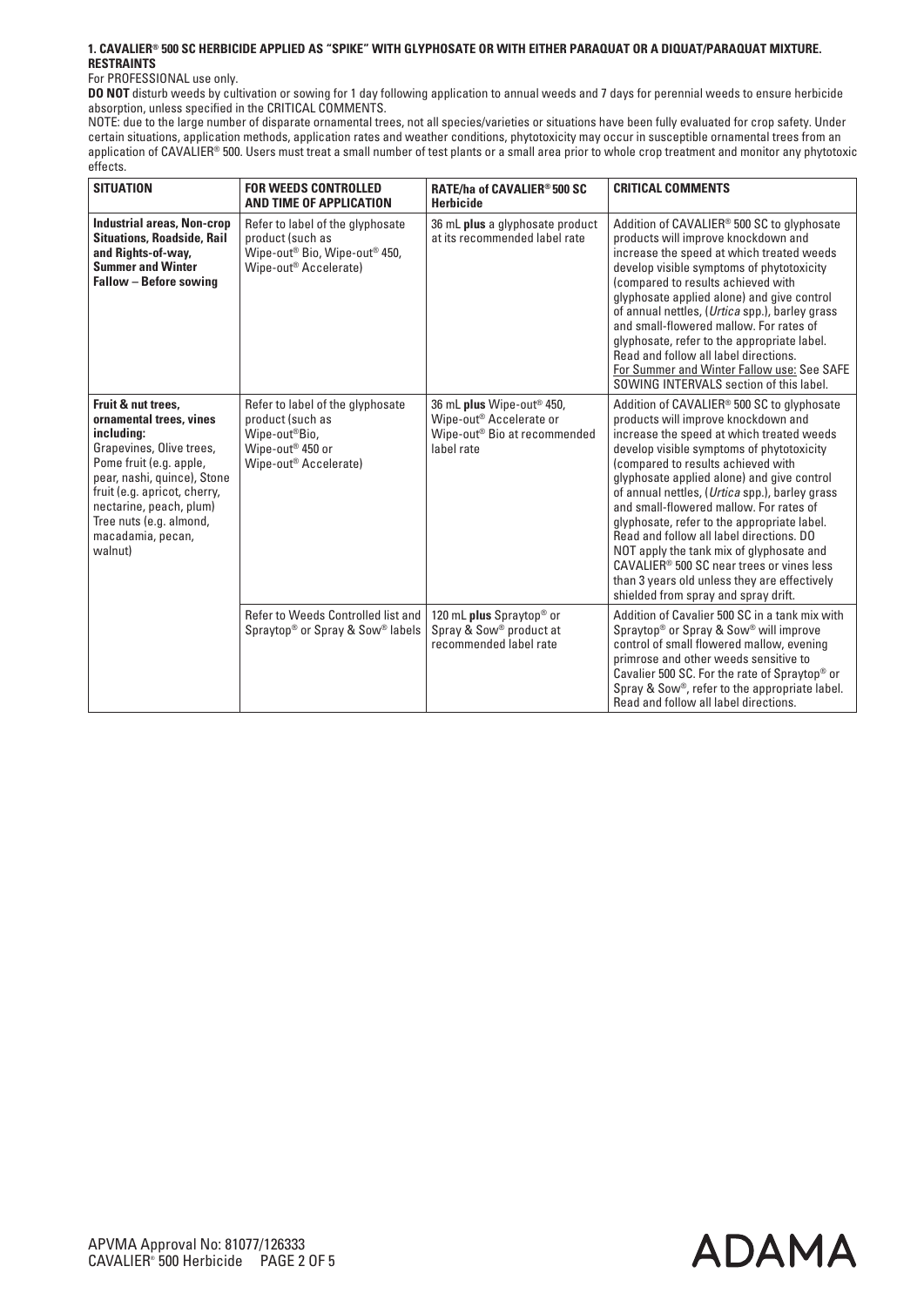**1. CAVALIER® 500 SC HERBICIDE APPLIED AS "SPIKE" WITH GLYPHOSATE OR WITH EITHER PARAQUAT OR A DIQUAT/PARAQUAT MIXTURE.**

**RESTRAINTS**

For PROFESSIONAL use only.

**DO NOT** disturb weeds by cultivation or sowing for 1 day following application to annual weeds and 7 days for perennial weeds to ensure herbicide absorption, unless specified in the CRITICAL COMMENTS.

NOTE: due to the large number of disparate ornamental trees, not all species/varieties or situations have been fully evaluated for crop safety. Under certain situations, application methods, application rates and weather conditions, phytotoxicity may occur in susceptible ornamental trees from an application of CAVALIER® 500. Users must treat a small number of test plants or a small area prior to whole crop treatment and monitor any phytotoxic effects.

| SITUATION | FOR WEEDS CONTROLLED AND TIME OF APPLICATION | RATE/ha of CAVALIER® 500 SC Herbicide | CRITICAL COMMENTS |
|---|---|---|---|
| **Industrial areas, Non-crop Situations, Roadside, Rail and Rights-of-way, Summer and Winter Fallow – Before sowing** | Refer to label of the glyphosate product (such as Wipe-out® Bio, Wipe-out® 450, Wipe-out® Accelerate) | 36 mL **plus** a glyphosate product at its recommended label rate | Addition of CAVALIER® 500 SC to glyphosate products will improve knockdown and increase the speed at which treated weeds develop visible symptoms of phytotoxicity (compared to results achieved with glyphosate applied alone) and give control of annual nettles, (*Urtica* spp.), barley grass and small-flowered mallow. For rates of glyphosate, refer to the appropriate label. Read and follow all label directions. For Summer and Winter Fallow use: See SAFE SOWING INTERVALS section of this label. |
| **Fruit & nut trees, ornamental trees, vines including:** Grapevines, Olive trees, Pome fruit (e.g. apple, pear, nashi, quince), Stone fruit (e.g. apricot, cherry, nectarine, peach, plum) Tree nuts (e.g. almond, macadamia, pecan, walnut) | Refer to label of the glyphosate product (such as Wipe-out® Bio, Wipe-out® 450 or Wipe-out® Accelerate) | 36 mL **plus** Wipe-out® 450, Wipe-out® Accelerate or Wipe-out® Bio at recommended label rate | Addition of CAVALIER® 500 SC to glyphosate products will improve knockdown and increase the speed at which treated weeds develop visible symptoms of phytotoxicity (compared to results achieved with glyphosate applied alone) and give control of annual nettles, (*Urtica* spp.), barley grass and small-flowered mallow. For rates of glyphosate, refer to the appropriate label. Read and follow all label directions. DO NOT apply the tank mix of glyphosate and CAVALIER® 500 SC near trees or vines less than 3 years old unless they are effectively shielded from spray and spray drift. |
| | Refer to Weeds Controlled list and Spraytop® or Spray & Sow® labels | 120 mL **plus** Spraytop® or Spray & Sow® product at recommended label rate | Addition of Cavalier 500 SC in a tank mix with Spraytop® or Spray & Sow® will improve control of small flowered mallow, evening primrose and other weeds sensitive to Cavalier 500 SC. For the rate of Spraytop® or Spray & Sow®, refer to the appropriate label. Read and follow all label directions. |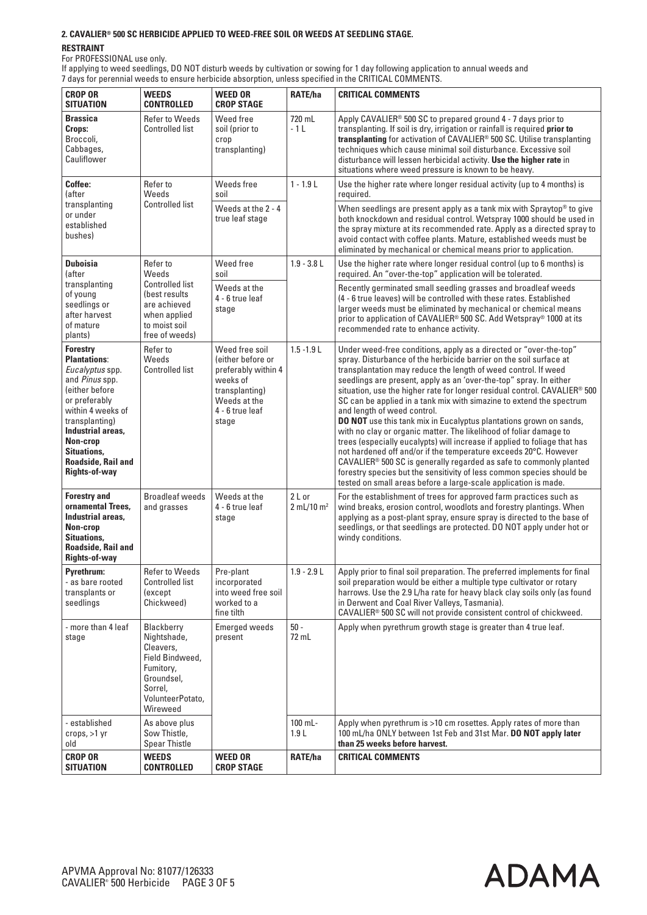## 2. CAVALIER® 500 SC HERBICIDE APPLIED TO WEED-FREE SOIL OR WEEDS AT SEEDLING STAGE.

**RESTRAINT**

For PROFESSIONAL use only.

If applying to weed seedlings, DO NOT disturb weeds by cultivation or sowing for 1 day following application to annual weeds and 7 days for perennial weeds to ensure herbicide absorption, unless specified in the CRITICAL COMMENTS.

| CROP OR SITUATION | WEEDS CONTROLLED | WEED OR CROP STAGE | RATE/ha | CRITICAL COMMENTS |
|---|---|---|---|---|
| **Brassica Crops:** Broccoli, Cabbages, Cauliflower | Refer to Weeds Controlled list | Weed free soil (prior to crop transplanting) | 720 mL - 1 L | Apply CAVALIER® 500 SC to prepared ground 4 - 7 days prior to transplanting. If soil is dry, irrigation or rainfall is required **prior to transplanting** for activation of CAVALIER® 500 SC. Utilise transplanting techniques which cause minimal soil disturbance. Excessive soil disturbance will lessen herbicidal activity. **Use the higher rate** in situations where weed pressure is known to be heavy. |
| **Coffee:** (after transplanting or under established bushes) | Refer to Weeds Controlled list | Weeds free soil | 1 - 1.9 L | Use the higher rate where longer residual activity (up to 4 months) is required. |
| | | Weeds at the 2 - 4 true leaf stage | | When seedlings are present apply as a tank mix with Spraytop® to give both knockdown and residual control. Wetspray 1000 should be used in the spray mixture at its recommended rate. Apply as a directed spray to avoid contact with coffee plants. Mature, established weeds must be eliminated by mechanical or chemical means prior to application. |
| **Duboisia** (after transplanting of young seedlings or after harvest of mature plants) | Refer to Weeds Controlled list (best results are achieved when applied to moist soil free of weeds) | Weed free soil | 1.9 - 3.8 L | Use the higher rate where longer residual control (up to 6 months) is required. An "over-the-top" application will be tolerated. |
| | | Weeds at the 4 - 6 true leaf stage | | Recently germinated small seedling grasses and broadleaf weeds (4 - 6 true leaves) will be controlled with these rates. Established larger weeds must be eliminated by mechanical or chemical means prior to application of CAVALIER® 500 SC. Add Wetspray® 1000 at its recommended rate to enhance activity. |
| **Forestry Plantations**: *Eucalyptus* spp. and *Pinus* spp. (either before or preferably within 4 weeks of transplanting) **Industrial areas, Non-crop Situations, Roadside, Rail and Rights-of-way** | Refer to Weeds Controlled list | Weed free soil (either before or preferably within 4 weeks of transplanting) Weeds at the 4 - 6 true leaf stage | 1.5 -1.9 L | Under weed-free conditions, apply as a directed or "over-the-top" spray. Disturbance of the herbicide barrier on the soil surface at transplantation may reduce the length of weed control. If weed seedlings are present, apply as an 'over-the-top" spray. In either situation, use the higher rate for longer residual control. CAVALIER® 500 SC can be applied in a tank mix with simazine to extend the spectrum and length of weed control. **DO NOT** use this tank mix in Eucalyptus plantations grown on sands, with no clay or organic matter. The likelihood of foliar damage to trees (especially eucalypts) will increase if applied to foliage that has not hardened off and/or if the temperature exceeds 20°C. However CAVALIER® 500 SC is generally regarded as safe to commonly planted forestry species but the sensitivity of less common species should be tested on small areas before a large-scale application is made. |
| **Forestry and ornamental Trees, Industrial areas, Non-crop Situations, Roadside, Rail and Rights-of-way** | Broadleaf weeds and grasses | Weeds at the 4 - 6 true leaf stage | 2 L or 2 mL/10 m² | For the establishment of trees for approved farm practices such as wind breaks, erosion control, woodlots and forestry plantings. When applying as a post-plant spray, ensure spray is directed to the base of seedlings, or that seedlings are protected. DO NOT apply under hot or windy conditions. |
| **Pyrethrum:** - as bare rooted transplants or seedlings | Refer to Weeds Controlled list (except Chickweed) | Pre-plant incorporated into weed free soil worked to a fine tilth | 1.9 - 2.9 L | Apply prior to final soil preparation. The preferred implements for final soil preparation would be either a multiple type cultivator or rotary harrows. Use the 2.9 L/ha rate for heavy black clay soils only (as found in Derwent and Coal River Valleys, Tasmania). CAVALIER® 500 SC will not provide consistent control of chickweed. |
| - more than 4 leaf stage | Blackberry Nightshade, Cleavers, Field Bindweed, Fumitory, Groundsel, Sorrel, VolunteerPotato, Wireweed | Emerged weeds present | 50 - 72 mL | Apply when pyrethrum growth stage is greater than 4 true leaf. |
| - established crops, >1 yr old | As above plus Sow Thistle, Spear Thistle | | 100 mL- 1.9 L | Apply when pyrethrum is >10 cm rosettes. Apply rates of more than 100 mL/ha ONLY between 1st Feb and 31st Mar. **DO NOT apply later than 25 weeks before harvest.** |
| **CROP OR SITUATION** | **WEEDS CONTROLLED** | **WEED OR CROP STAGE** | **RATE/ha** | **CRITICAL COMMENTS** |

APVMA Approval No: 81077/126333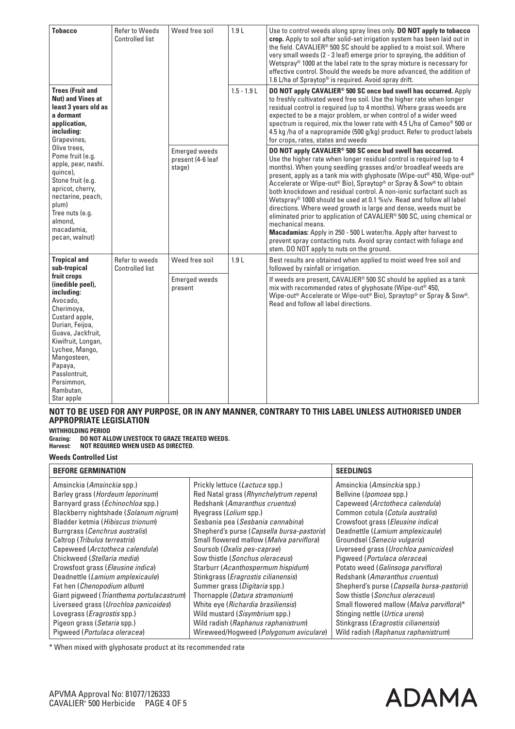| Tobacco | Refer to Weeds Controlled list | Weed free soil | 1.9 L | Use to control weeds along spray lines only. **DO NOT apply to tobacco crop.** Apply to soil after solid-set irrigation system has been laid out in the field. CAVALIER® 500 SC should be applied to a moist soil. Where very small weeds (2 - 3 leaf) emerge prior to spraying, the addition of Wetspray® 1000 at the label rate to the spray mixture is necessary for effective control. Should the weeds be more advanced, the addition of 1.6 L/ha of Spraytop® is required. Avoid spray drift. |
|---|---|---|---|---|
| **Trees (Fruit and Nut) and Vines at least 3 years old as a dormant application, including:** Grapevines, Olive trees, Pome fruit (e.g. apple, pear, nashi, quince), Stone fruit (e.g. apricot, cherry, nectarine, peach, plum) Tree nuts (e.g. almond, macadamia, pecan, walnut) | | | 1.5 - 1.9 L | **DO NOT apply CAVALIER® 500 SC once bud swell has occurred.** Apply to freshly cultivated weed free soil. Use the higher rate when longer residual control is required (up to 4 months). Where grass weeds are expected to be a major problem, or when control of a wider weed spectrum is required, mix the lower rate with 4.5 L/ha of Cameo® 500 or 4.5 kg /ha of a napropramide (500 g/kg) product. Refer to product labels for crops, rates, states and weeds |
| | | Emerged weeds present (4-6 leaf stage) | | **DO NOT apply CAVALIER® 500 SC once bud swell has occurred.** Use the higher rate when longer residual control is required (up to 4 months). When young seedling grasses and/or broadleaf weeds are present, apply as a tank mix with glyphosate (Wipe-out® 450, Wipe-out® Accelerate or Wipe-out® Bio), Spraytop® or Spray & Sow® to obtain both knockdown and residual control. A non-ionic surfactant such as Wetspray® 1000 should be used at 0.1 %v/v. Read and follow all label directions. Where weed growth is large and dense, weeds must be eliminated prior to application of CAVALIER® 500 SC, using chemical or mechanical means. **Macadamias:** Apply in 250 - 500 L water/ha. Apply after harvest to prevent spray contacting nuts. Avoid spray contact with foliage and stem. DO NOT apply to nuts on the ground. |
| **Tropical and sub-tropical fruit crops (inedible peel), including:** Avocado, Cherimoya, Custard apple, Durian, Feijoa, Guava, Jackfruit, Kiwifruit, Longan, Lychee, Mango, Mangosteen, Papaya, Passlontruit, Persimmon, Rambutan, Star apple | Refer to weeds Controlled list | Weed free soil | 1.9 L | Best results are obtained when applied to moist weed free soil and followed by rainfall or irrigation. |
| | | Emerged weeds present | | If weeds are present, CAVALIER® 500 SC should be applied as a tank mix with recommended rates of glyphosate (Wipe-out® 450, Wipe-out® Accelerate or Wipe-out® Bio), Spraytop® or Spray & Sow®. Read and follow all label directions. |

**NOT TO BE USED FOR ANY PURPOSE, OR IN ANY MANNER, CONTRARY TO THIS LABEL UNLESS AUTHORISED UNDER APPROPRIATE LEGISLATION**

**WITHHOLDING PERIOD**

**Grazing: DO NOT ALLOW LIVESTOCK TO GRAZE TREATED WEEDS.**

**Harvest: NOT REQUIRED WHEN USED AS DIRECTED.**

**Weeds Controlled List**

| BEFORE GERMINATION | | SEEDLINGS |
|---|---|---|
| Amsinckia (*Amsinckia* spp.) | Prickly lettuce (*Lactuca* spp.) | Amsinckia (*Amsinckia* spp.) |
| Barley grass (*Hordeum leporinum*) | Red Natal grass (*Rhynchelytrum repens*) | Bellvine (*Ipomoea* spp.) |
| Barnyard grass (*Echinochloa* spp.) | Redshank (*Amaranthus cruentus*) | Capeweed (*Arctotheca calendula*) |
| Blackberry nightshade (*Solanum nigrum*) | Ryegrass (*Lolium* spp.) | Common cotula (*Cotula australis*) |
| Bladder ketmia (*Hibiscus trionum*) | Sesbania pea (*Sesbania cannabina*) | Crowsfoot grass (*Eleusine indica*) |
| Burrgrass (*Cenchrus australis*) | Shepherd's purse (*Capsella bursa-pastoris*) | Deadnettle (*Lamium amplexicaule*) |
| Caltrop (*Tribulus terrestris*) | Small flowered mallow (*Malva parviflora*) | Groundsel (*Senecio vulgaris*) |
| Capeweed (*Arctotheca calendula*) | Soursob (*Oxalis pes-caprae*) | Liverseed grass (*Urochloa panicoides*) |
| Chickweed (*Stellaria media*) | Sow thistle (*Sonchus oleraceus*) | Pigweed (*Portulaca oleracea*) |
| Crowsfoot grass (*Eleusine indica*) | Starburr (*Acanthospermum hispidum*) | Potato weed (*Galinsoga parviflora*) |
| Deadnettle (*Lamium amplexicaule*) | Stinkgrass (*Eragrostis cilianensis*) | Redshank (*Amaranthus cruentus*) |
| Fat hen (*Chenopodium album*) | Summer grass (*Digitaria* spp.) | Shepherd's purse (*Capsella bursa-pastoris*) |
| Giant pigweed (*Trianthema portulacastrum*) | Thornapple (*Datura stramonium*) | Sow thistle (*Sonchus oleraceus*) |
| Liverseed grass (*Urochloa panicoides*) | White eye (*Richardia brasiliensis*) | Small flowered mallow (*Malva parviflora*)* |
| Lovegrass (*Eragrostis* spp.) | Wild mustard (*Sisymbrium* spp.) | Stinging nettle (*Urtica urens*) |
| Pigeon grass (*Setaria* spp.) | Wild radish (*Raphanus raphanistrum*) | Stinkgrass (*Eragrostis cilianensis*) |
| Pigweed (*Portulaca oleracea*) | Wireweed/Hogweed (*Polygonum aviculare*) | Wild radish (*Raphanus raphanistrum*) |

* When mixed with glyphosate product at its recommended rate

APVMA Approval No: 81077/126333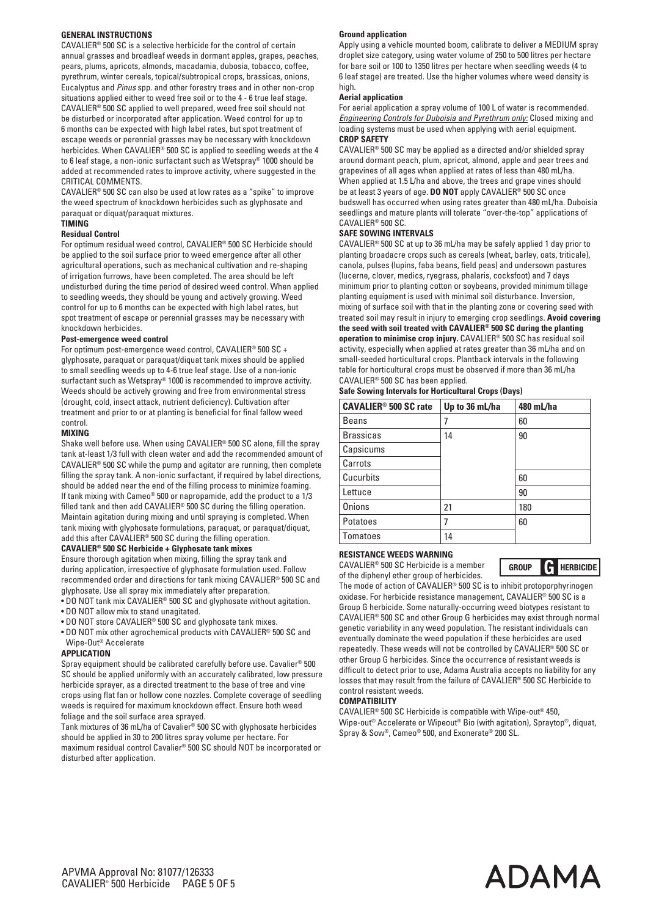## GENERAL INSTRUCTIONS

CAVALIER® 500 SC is a selective herbicide for the control of certain annual grasses and broadleaf weeds in dormant apples, grapes, peaches, pears, plums, apricots, almonds, macadamia, dubosia, tobacco, coffee, pyrethrum, winter cereals, topical/subtropical crops, brassicas, onions, Eucalyptus and *Pinus* spp. and other forestry trees and in other non-crop situations applied either to weed free soil or to the 4 - 6 true leaf stage. CAVALIER® 500 SC applied to well prepared, weed free soil should not be disturbed or incorporated after application. Weed control for up to 6 months can be expected with high label rates, but spot treatment of escape weeds or perennial grasses may be necessary with knockdown herbicides. When CAVALIER® 500 SC is applied to seedling weeds at the 4 to 6 leaf stage, a non-ionic surfactant such as Wetspray® 1000 should be added at recommended rates to improve activity, where suggested in the CRITICAL COMMENTS.

CAVALIER® 500 SC can also be used at low rates as a "spike" to improve the weed spectrum of knockdown herbicides such as glyphosate and paraquat or diquat/paraquat mixtures.

### TIMING

#### Residual Control

For optimum residual weed control, CAVALIER® 500 SC Herbicide should be applied to the soil surface prior to weed emergence after all other agricultural operations, such as mechanical cultivation and re-shaping of irrigation furrows, have been completed. The area should be left undisturbed during the time period of desired weed control. When applied to seedling weeds, they should be young and actively growing. Weed control for up to 6 months can be expected with high label rates, but spot treatment of escape or perennial grasses may be necessary with knockdown herbicides.

#### Post-emergence weed control

For optimum post-emergence weed control, CAVALIER® 500 SC + glyphosate, paraquat or paraquat/diquat tank mixes should be applied to small seedling weeds up to 4-6 true leaf stage. Use of a non-ionic surfactant such as Wetspray® 1000 is recommended to improve activity. Weeds should be actively growing and free from environmental stress (drought, cold, insect attack, nutrient deficiency). Cultivation after treatment and prior to or at planting is beneficial for final fallow weed control.

### MIXING

Shake well before use. When using CAVALIER® 500 SC alone, fill the spray tank at-least 1/3 full with clean water and add the recommended amount of CAVALIER® 500 SC while the pump and agitator are running, then complete filling the spray tank. A non-ionic surfactant, if required by label directions, should be added near the end of the filling process to minimize foaming. If tank mixing with Cameo® 500 or napropamide, add the product to a 1/3 filled tank and then add CAVALIER® 500 SC during the filling operation. Maintain agitation during mixing and until spraying is completed. When tank mixing with glyphosate formulations, paraquat, or paraquat/diquat, add this after CAVALIER® 500 SC during the filling operation.

#### CAVALIER® 500 SC Herbicide + Glyphosate tank mixes

Ensure thorough agitation when mixing, filling the spray tank and during application, irrespective of glyphosate formulation used. Follow recommended order and directions for tank mixing CAVALIER® 500 SC and glyphosate. Use all spray mix immediately after preparation.

- DO NOT tank mix CAVALIER® 500 SC and glyphosate without agitation.
- DO NOT allow mix to stand unagitated.
- DO NOT store CAVALIER® 500 SC and glyphosate tank mixes.
- DO NOT mix other agrochemical products with CAVALIER® 500 SC and Wipe-Out® Accelerate

### APPLICATION

Spray equipment should be calibrated carefully before use. Cavalier® 500 SC should be applied uniformly with an accurately calibrated, low pressure herbicide sprayer, as a directed treatment to the base of tree and vine crops using flat fan or hollow cone nozzles. Complete coverage of seedling weeds is required for maximum knockdown effect. Ensure both weed foliage and the soil surface area sprayed.

Tank mixtures of 36 mL/ha of Cavalier® 500 SC with glyphosate herbicides should be applied in 30 to 200 litres spray volume per hectare. For maximum residual control Cavalier® 500 SC should NOT be incorporated or disturbed after application.

#### Ground application

Apply using a vehicle mounted boom, calibrate to deliver a MEDIUM spray droplet size category, using water volume of 250 to 500 litres per hectare for bare soil or 100 to 1350 litres per hectare when seedling weeds (4 to 6 leaf stage) are treated. Use the higher volumes where weed density is high.

#### Aerial application

For aerial application a spray volume of 100 L of water is recommended. *Engineering Controls for Duboisia and Pyrethrum only:* Closed mixing and loading systems must be used when applying with aerial equipment.

### CROP SAFETY

CAVALIER® 500 SC may be applied as a directed and/or shielded spray around dormant peach, plum, apricot, almond, apple and pear trees and grapevines of all ages when applied at rates of less than 480 mL/ha. When applied at 1.5 L/ha and above, the trees and grape vines should be at least 3 years of age. **DO NOT** apply CAVALIER® 500 SC once budswell has occurred when using rates greater than 480 mL/ha. Duboisia seedlings and mature plants will tolerate "over-the-top" applications of CAVALIER® 500 SC.

### SAFE SOWING INTERVALS

CAVALIER® 500 SC at up to 36 mL/ha may be safely applied 1 day prior to planting broadacre crops such as cereals (wheat, barley, oats, triticale), canola, pulses (lupins, faba beans, field peas) and undersown pastures (lucerne, clover, medics, ryegrass, phalaris, cocksfoot) and 7 days minimum prior to planting cotton or soybeans, provided minimum tillage planting equipment is used with minimal soil disturbance. Inversion, mixing of surface soil with that in the planting zone or covering seed with treated soil may result in injury to emerging crop seedlings. **Avoid covering the seed with soil treated with CAVALIER® 500 SC during the planting operation to minimise crop injury.** CAVALIER® 500 SC has residual soil activity, especially when applied at rates greater than 36 mL/ha and on small-seeded horticultural crops. Plantback intervals in the following table for horticultural crops must be observed if more than 36 mL/ha CAVALIER® 500 SC has been applied.

**Safe Sowing Intervals for Horticultural Crops (Days)**

| CAVALIER® 500 SC rate | Up to 36 mL/ha | 480 mL/ha |
|---|---|---|
| Beans | 7 | 60 |
| Brassicas | 14 | 90 |
| Capsicums | | |
| Carrots | | |
| Cucurbits | | 60 |
| Lettuce | | 90 |
| Onions | 21 | 180 |
| Potatoes | 7 | 60 |
| Tomatoes | 14 | |

### RESISTANCE WEEDS WARNING

CAVALIER® 500 SC Herbicide is a member of the diphenyl ether group of herbicides.

**GROUP G HERBICIDE**

The mode of action of CAVALIER® 500 SC is to inhibit protoporphyrinogen oxidase. For herbicide resistance management, CAVALIER® 500 SC is a Group G herbicide. Some naturally-occurring weed biotypes resistant to CAVALIER® 500 SC and other Group G herbicides may exist through normal genetic variability in any weed population. The resistant individuals can eventually dominate the weed population if these herbicides are used repeatedly. These weeds will not be controlled by CAVALIER® 500 SC or other Group G herbicides. Since the occurrence of resistant weeds is difficult to detect prior to use, Adama Australia accepts no liability for any losses that may result from the failure of CAVALIER® 500 SC Herbicide to control resistant weeds.

### COMPATIBILITY

CAVALIER® 500 SC Herbicide is compatible with Wipe-out® 450, Wipe-out® Accelerate or Wipeout® Bio (with agitation), Spraytop®, diquat, Spray & Sow®, Cameo® 500, and Exonerate® 200 SL.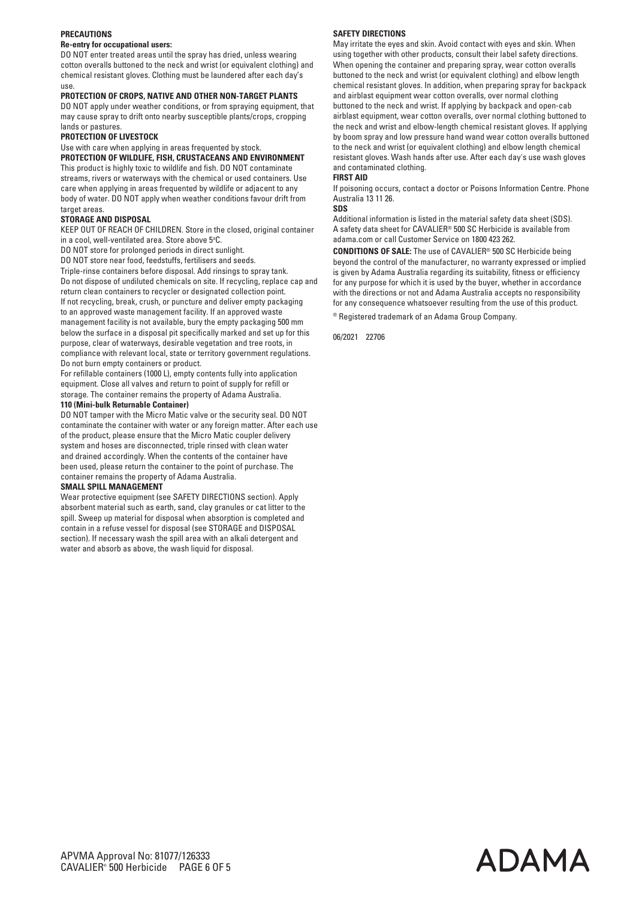## PRECAUTIONS

**Re-entry for occupational users:**

DO NOT enter treated areas until the spray has dried, unless wearing cotton overalls buttoned to the neck and wrist (or equivalent clothing) and chemical resistant gloves. Clothing must be laundered after each day's use.

**PROTECTION OF CROPS, NATIVE AND OTHER NON-TARGET PLANTS**

DO NOT apply under weather conditions, or from spraying equipment, that may cause spray to drift onto nearby susceptible plants/crops, cropping lands or pastures.

**PROTECTION OF LIVESTOCK**

Use with care when applying in areas frequented by stock.

**PROTECTION OF WILDLIFE, FISH, CRUSTACEANS AND ENVIRONMENT**

This product is highly toxic to wildlife and fish. DO NOT contaminate streams, rivers or waterways with the chemical or used containers. Use care when applying in areas frequented by wildlife or adjacent to any body of water. DO NOT apply when weather conditions favour drift from target areas.

**STORAGE AND DISPOSAL**

KEEP OUT OF REACH OF CHILDREN. Store in the closed, original container in a cool, well-ventilated area. Store above 5°C.

DO NOT store for prolonged periods in direct sunlight.

DO NOT store near food, feedstuffs, fertilisers and seeds.

Triple-rinse containers before disposal. Add rinsings to spray tank. Do not dispose of undiluted chemicals on site. If recycling, replace cap and return clean containers to recycler or designated collection point. If not recycling, break, crush, or puncture and deliver empty packaging to an approved waste management facility. If an approved waste management facility is not available, bury the empty packaging 500 mm below the surface in a disposal pit specifically marked and set up for this purpose, clear of waterways, desirable vegetation and tree roots, in compliance with relevant local, state or territory government regulations. Do not burn empty containers or product.

For refillable containers (1000 L), empty contents fully into application equipment. Close all valves and return to point of supply for refill or storage. The container remains the property of Adama Australia.

**110 (Mini-bulk Returnable Container)**

DO NOT tamper with the Micro Matic valve or the security seal. DO NOT contaminate the container with water or any foreign matter. After each use of the product, please ensure that the Micro Matic coupler delivery system and hoses are disconnected, triple rinsed with clean water and drained accordingly. When the contents of the container have been used, please return the container to the point of purchase. The container remains the property of Adama Australia.

**SMALL SPILL MANAGEMENT**

Wear protective equipment (see SAFETY DIRECTIONS section). Apply absorbent material such as earth, sand, clay granules or cat litter to the spill. Sweep up material for disposal when absorption is completed and contain in a refuse vessel for disposal (see STORAGE and DISPOSAL section). If necessary wash the spill area with an alkali detergent and water and absorb as above, the wash liquid for disposal.

## SAFETY DIRECTIONS

May irritate the eyes and skin. Avoid contact with eyes and skin. When using together with other products, consult their label safety directions. When opening the container and preparing spray, wear cotton overalls buttoned to the neck and wrist (or equivalent clothing) and elbow length chemical resistant gloves. In addition, when preparing spray for backpack and airblast equipment wear cotton overalls, over normal clothing buttoned to the neck and wrist. If applying by backpack and open-cab airblast equipment, wear cotton overalls, over normal clothing buttoned to the neck and wrist and elbow-length chemical resistant gloves. If applying by boom spray and low pressure hand wand wear cotton overalls buttoned to the neck and wrist (or equivalent clothing) and elbow length chemical resistant gloves. Wash hands after use. After each day's use wash gloves and contaminated clothing.

**FIRST AID**

If poisoning occurs, contact a doctor or Poisons Information Centre. Phone Australia 13 11 26.

**SDS**

Additional information is listed in the material safety data sheet (SDS). A safety data sheet for CAVALIER® 500 SC Herbicide is available from adama.com or call Customer Service on 1800 423 262.

**CONDITIONS OF SALE:** The use of CAVALIER® 500 SC Herbicide being beyond the control of the manufacturer, no warranty expressed or implied is given by Adama Australia regarding its suitability, fitness or efficiency for any purpose for which it is used by the buyer, whether in accordance with the directions or not and Adama Australia accepts no responsibility for any consequence whatsoever resulting from the use of this product.

® Registered trademark of an Adama Group Company.

06/2021 22706

APVMA Approval No: 81077/126333

CAVALIER® 500 Herbicide

ADAMA